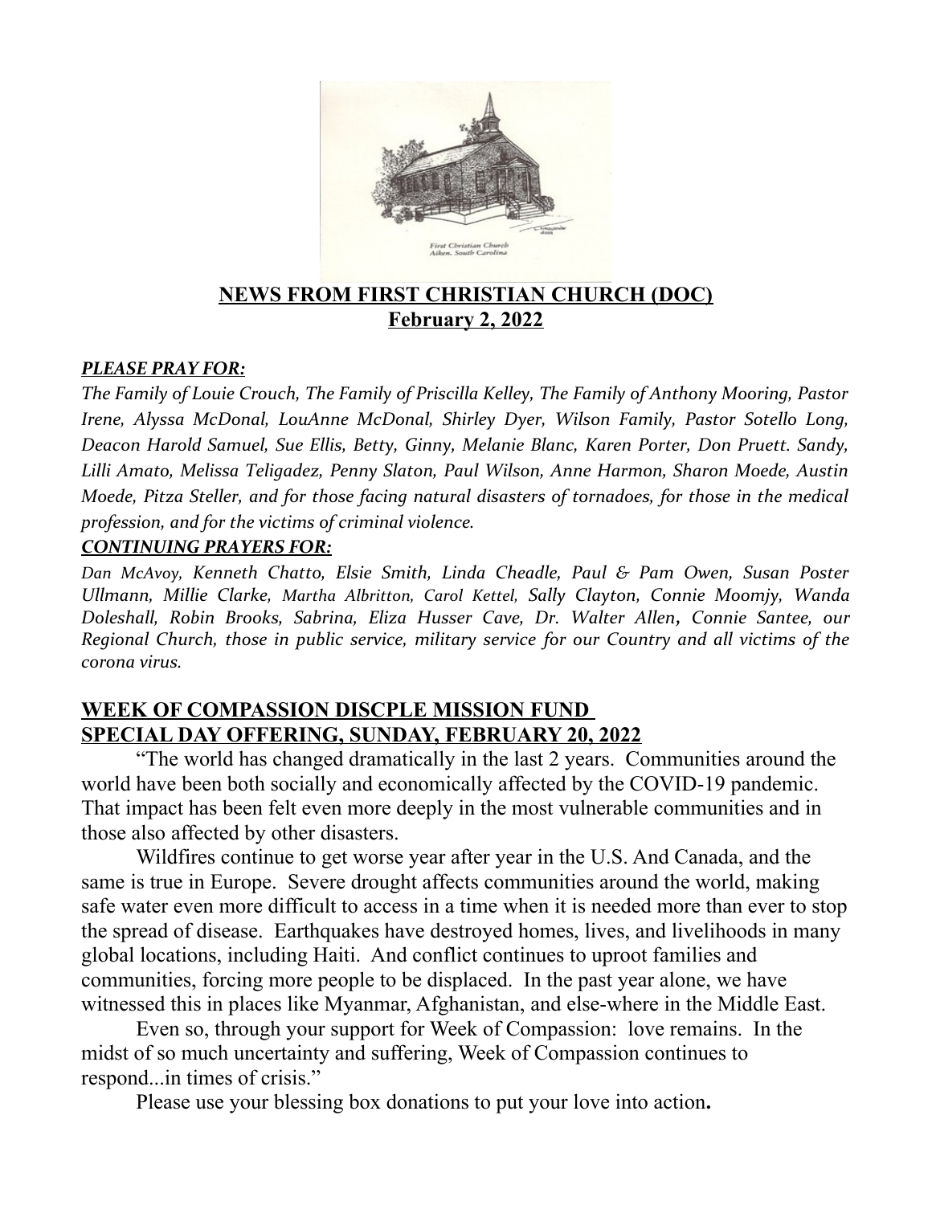## NEWS FROM FIRST CHRISTIAN CHURCH (DOC)
## February 2, 2022

***PLEASE PRAY FOR:***

*The Family of Louie Crouch, The Family of Priscilla Kelley, The Family of Anthony Mooring, Pastor Irene, Alyssa McDonal, LouAnne McDonal, Shirley Dyer, Wilson Family, Pastor Sotello Long, Deacon Harold Samuel, Sue Ellis, Betty, Ginny, Melanie Blanc, Karen Porter, Don Pruett. Sandy, Lilli Amato, Melissa Teligadez, Penny Slaton, Paul Wilson, Anne Harmon, Sharon Moede, Austin Moede, Pitza Steller, and for those facing natural disasters of tornadoes, for those in the medical profession, and for the victims of criminal violence.*

***CONTINUING PRAYERS FOR:***

*Dan McAvoy, Kenneth Chatto, Elsie Smith, Linda Cheadle, Paul & Pam Owen, Susan Poster Ullmann, Millie Clarke, Martha Albritton, Carol Kettel, Sally Clayton, Connie Moomjy, Wanda Doleshall, Robin Brooks, Sabrina, Eliza Husser Cave, Dr. Walter Allen, Connie Santee, our Regional Church, those in public service, military service for our Country and all victims of the corona virus.*

## WEEK OF COMPASSION DISCPLE MISSION FUND
## SPECIAL DAY OFFERING, SUNDAY, FEBRUARY 20, 2022

"The world has changed dramatically in the last 2 years. Communities around the world have been both socially and economically affected by the COVID-19 pandemic. That impact has been felt even more deeply in the most vulnerable communities and in those also affected by other disasters.

Wildfires continue to get worse year after year in the U.S. And Canada, and the same is true in Europe. Severe drought affects communities around the world, making safe water even more difficult to access in a time when it is needed more than ever to stop the spread of disease. Earthquakes have destroyed homes, lives, and livelihoods in many global locations, including Haiti. And conflict continues to uproot families and communities, forcing more people to be displaced. In the past year alone, we have witnessed this in places like Myanmar, Afghanistan, and else-where in the Middle East.

Even so, through your support for Week of Compassion: love remains. In the midst of so much uncertainty and suffering, Week of Compassion continues to respond...in times of crisis."

Please use your blessing box donations to put your love into action**.**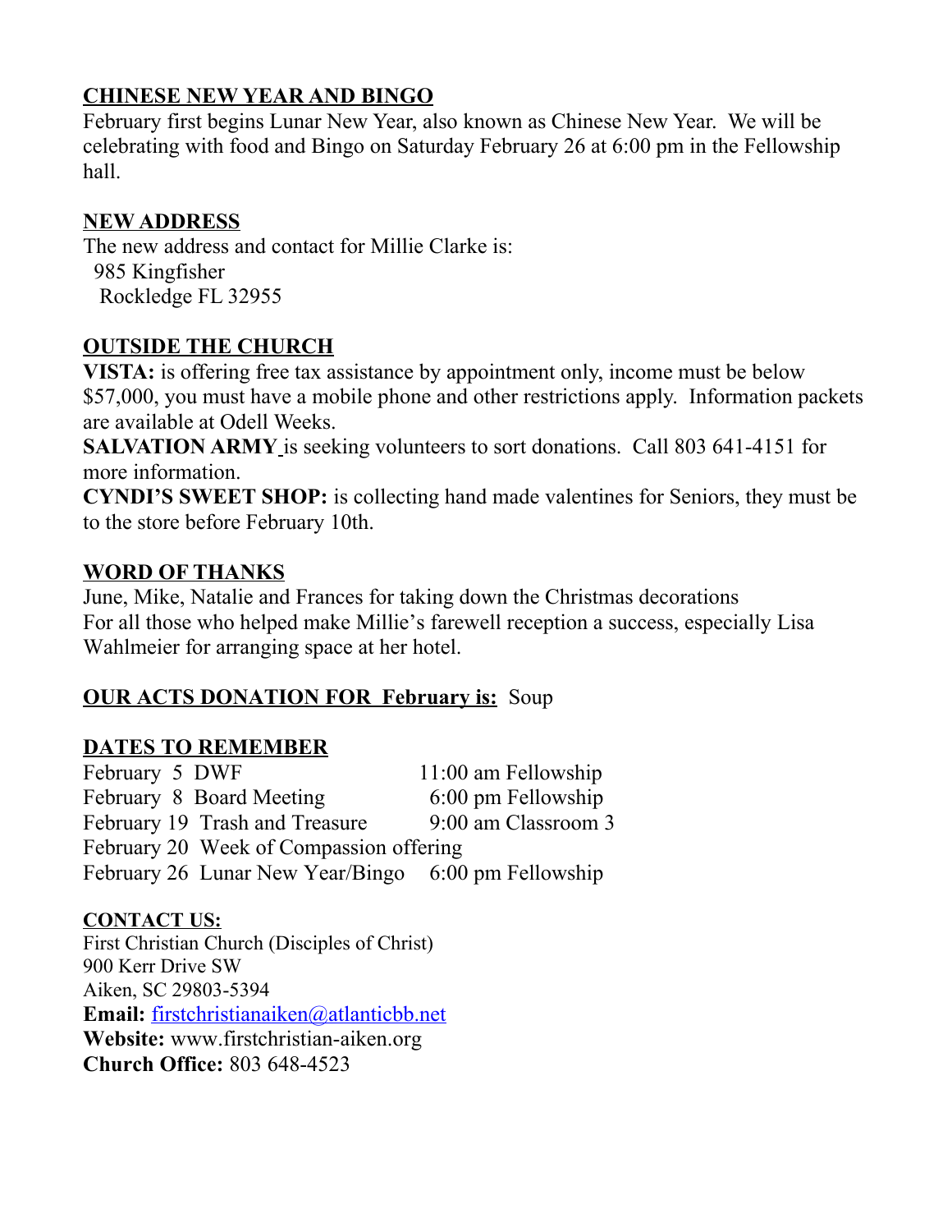**CHINESE NEW YEAR AND BINGO**

February first begins Lunar New Year, also known as Chinese New Year. We will be celebrating with food and Bingo on Saturday February 26 at 6:00 pm in the Fellowship hall.

**NEW ADDRESS**

The new address and contact for Millie Clarke is:
985 Kingfisher
Rockledge FL 32955

**OUTSIDE THE CHURCH**

**VISTA:** is offering free tax assistance by appointment only, income must be below $57,000, you must have a mobile phone and other restrictions apply. Information packets are available at Odell Weeks.

**SALVATION ARMY** is seeking volunteers to sort donations. Call 803 641-4151 for more information.

**CYNDI'S SWEET SHOP:** is collecting hand made valentines for Seniors, they must be to the store before February 10th.

**WORD OF THANKS**

June, Mike, Natalie and Frances for taking down the Christmas decorations
For all those who helped make Millie's farewell reception a success, especially Lisa Wahlmeier for arranging space at her hotel.

**OUR ACTS DONATION FOR February is:** Soup

**DATES TO REMEMBER**

| | | |
|---|---|---|
| February 5 | DWF | 11:00 am Fellowship |
| February 8 | Board Meeting | 6:00 pm Fellowship |
| February 19 | Trash and Treasure | 9:00 am Classroom 3 |
| February 20 | Week of Compassion offering | |
| February 26 | Lunar New Year/Bingo | 6:00 pm Fellowship |

**CONTACT US:**

First Christian Church (Disciples of Christ)
900 Kerr Drive SW
Aiken, SC 29803-5394
**Email:** firstchristianaiken@atlanticbb.net
**Website:** www.firstchristian-aiken.org
**Church Office:** 803 648-4523